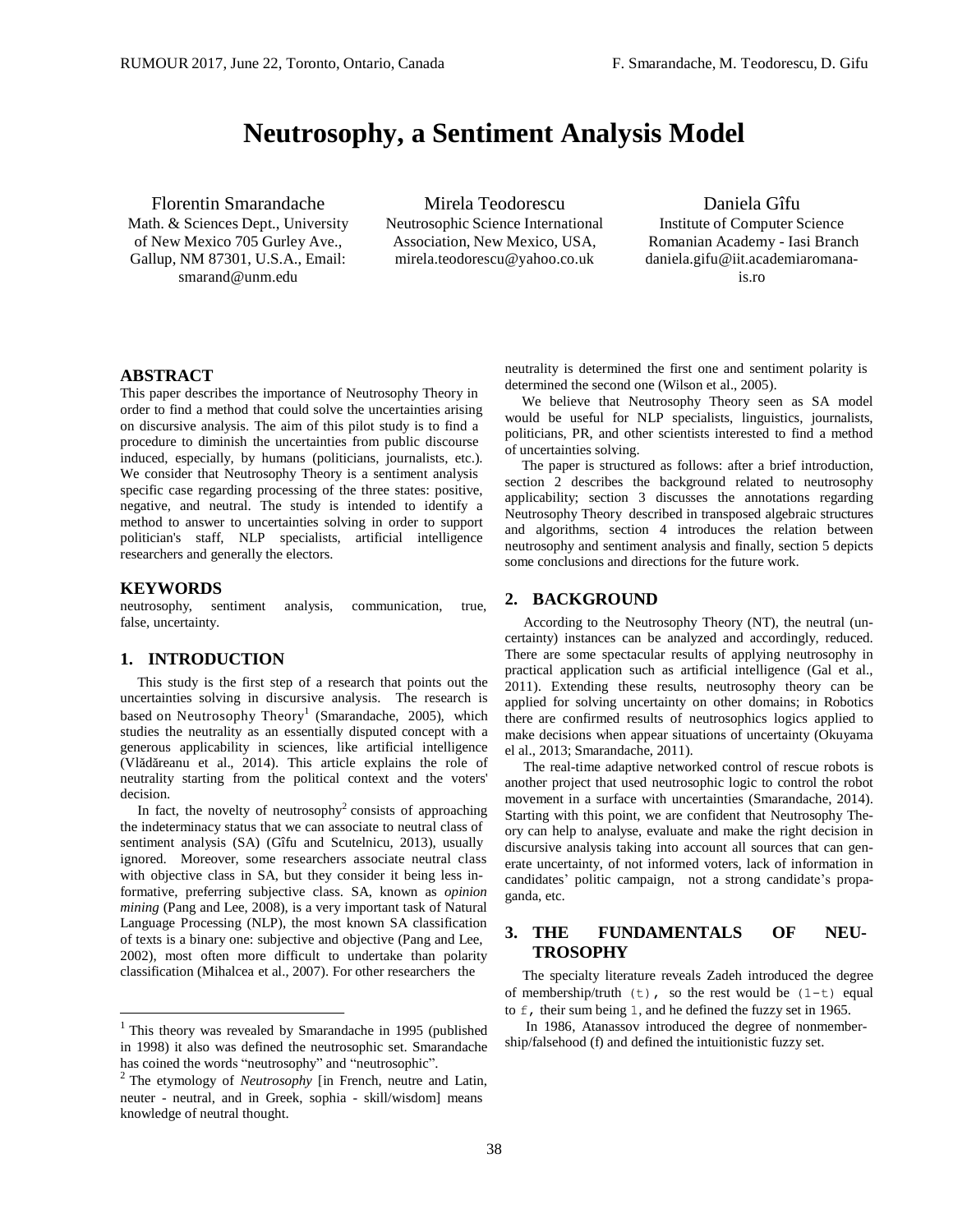# Neutrosophy, a Sentiment Analysis Model

Florentin Smarandache
Math. & Sciences Dept., University of New Mexico 705 Gurley Ave., Gallup, NM 87301, U.S.A., Email: smarand@unm.edu

Mirela Teodorescu
Neutrosophic Science International Association, New Mexico, USA, mirela.teodorescu@yahoo.co.uk

Daniela Gîfu
Institute of Computer Science Romanian Academy - Iasi Branch daniela.gifu@iit.academiaromana-is.ro

## ABSTRACT

This paper describes the importance of Neutrosophy Theory in order to find a method that could solve the uncertainties arising on discursive analysis. The aim of this pilot study is to find a procedure to diminish the uncertainties from public discourse induced, especially, by humans (politicians, journalists, etc.). We consider that Neutrosophy Theory is a sentiment analysis specific case regarding processing of the three states: positive, negative, and neutral. The study is intended to identify a method to answer to uncertainties solving in order to support politician's staff, NLP specialists, artificial intelligence researchers and generally the electors.

## KEYWORDS

neutrosophy, sentiment analysis, communication, true, false, uncertainty.

## 1. INTRODUCTION

This study is the first step of a research that points out the uncertainties solving in discursive analysis. The research is based on Neutrosophy Theory[1] (Smarandache, 2005), which studies the neutrality as an essentially disputed concept with a generous applicability in sciences, like artificial intelligence (Vlădăreanu et al., 2014). This article explains the role of neutrality starting from the political context and the voters' decision.

In fact, the novelty of neutrosophy[2] consists of approaching the indeterminacy status that we can associate to neutral class of sentiment analysis (SA) (Gîfu and Scutelnicu, 2013), usually ignored. Moreover, some researchers associate neutral class with objective class in SA, but they consider it being less informative, preferring subjective class. SA, known as *opinion mining* (Pang and Lee, 2008), is a very important task of Natural Language Processing (NLP), the most known SA classification of texts is a binary one: subjective and objective (Pang and Lee, 2002), most often more difficult to undertake than polarity classification (Mihalcea et al., 2007). For other researchers the neutrality is determined the first one and sentiment polarity is determined the second one (Wilson et al., 2005).

We believe that Neutrosophy Theory seen as SA model would be useful for NLP specialists, linguistics, journalists, politicians, PR, and other scientists interested to find a method of uncertainties solving.

The paper is structured as follows: after a brief introduction, section 2 describes the background related to neutrosophy applicability; section 3 discusses the annotations regarding Neutrosophy Theory described in transposed algebraic structures and algorithms, section 4 introduces the relation between neutrosophy and sentiment analysis and finally, section 5 depicts some conclusions and directions for the future work.

## 2. BACKGROUND

According to the Neutrosophy Theory (NT), the neutral (uncertainty) instances can be analyzed and accordingly, reduced. There are some spectacular results of applying neutrosophy in practical application such as artificial intelligence (Gal et al., 2011). Extending these results, neutrosophy theory can be applied for solving uncertainty on other domains; in Robotics there are confirmed results of neutrosophics logics applied to make decisions when appear situations of uncertainty (Okuyama el al., 2013; Smarandache, 2011).

The real-time adaptive networked control of rescue robots is another project that used neutrosophic logic to control the robot movement in a surface with uncertainties (Smarandache, 2014). Starting with this point, we are confident that Neutrosophy Theory can help to analyse, evaluate and make the right decision in discursive analysis taking into account all sources that can generate uncertainty, of not informed voters, lack of information in candidates' politic campaign, not a strong candidate's propaganda, etc.

## 3. THE FUNDAMENTALS OF NEUTROSOPHY

The specialty literature reveals Zadeh introduced the degree of membership/truth $(t)$, so the rest would be $(1-t)$ equal to $f$, their sum being $1$, and he defined the fuzzy set in 1965.

In 1986, Atanassov introduced the degree of nonmembership/falsehood (f) and defined the intuitionistic fuzzy set.

---

[1] This theory was revealed by Smarandache in 1995 (published in 1998) it also was defined the neutrosophic set. Smarandache has coined the words "neutrosophy" and "neutrosophic".

[2] The etymology of *Neutrosophy* [in French, neutre and Latin, neuter - neutral, and in Greek, sophia - skill/wisdom] means knowledge of neutral thought.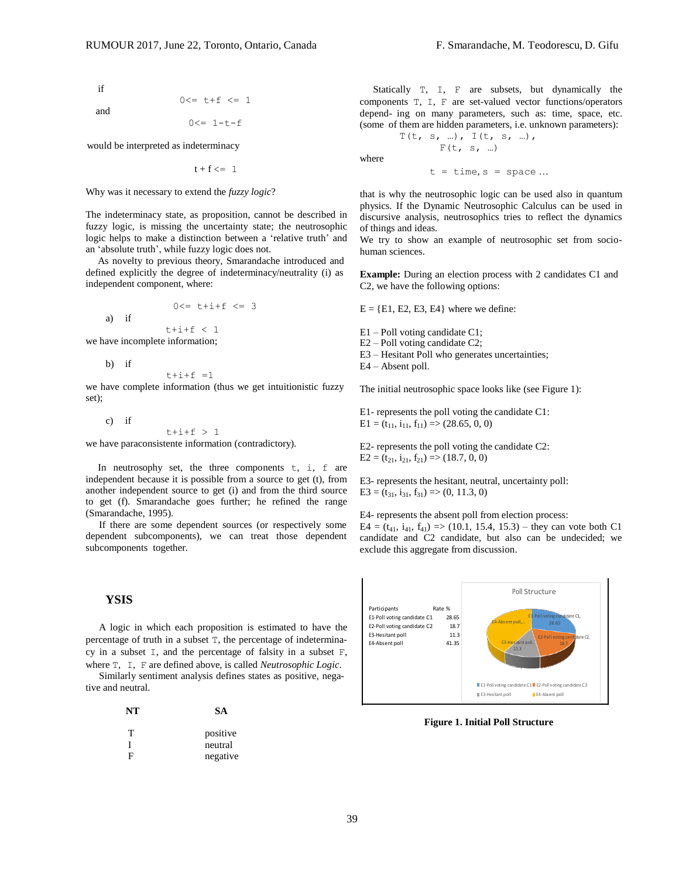if

$$0 <= t+f <= 1$$

and

$$0 <= 1-t-f$$

would be interpreted as indeterminacy

$$t + f <= 1$$

Why was it necessary to extend the *fuzzy logic*?

The indeterminacy state, as proposition, cannot be described in fuzzy logic, is missing the uncertainty state; the neutrosophic logic helps to make a distinction between a 'relative truth' and an 'absolute truth', while fuzzy logic does not.

As novelty to previous theory, Smarandache introduced and defined explicitly the degree of indeterminacy/neutrality (i) as independent component, where:

$$0 <= t+i+f <= 3$$

a) if

$$t+i+f < 1$$

we have incomplete information;

b) if

$$t+i+f = 1$$

we have complete information (thus we get intuitionistic fuzzy set);

c) if

$$t+i+f > 1$$

we have paraconsistente information (contradictory).

In neutrosophy set, the three components $t$, $i$, $f$ are independent because it is possible from a source to get (t), from another independent source to get (i) and from the third source to get (f). Smarandache goes further; he refined the range (Smarandache, 1995).

If there are some dependent sources (or respectively some dependent subcomponents), we can treat those dependent subcomponents together.

## YSIS

A logic in which each proposition is estimated to have the percentage of truth in a subset $T$, the percentage of indeterminacy in a subset $I$, and the percentage of falsity in a subset $F$, where $T$, $I$, $F$ are defined above, is called *Neutrosophic Logic*.

Similarly sentiment analysis defines states as positive, negative and neutral.

| NT | SA |
|---|---|
| T | positive |
| I | neutral |
| F | negative |

Statically $T$, $I$, $F$ are subsets, but dynamically the components $T$, $I$, $F$ are set-valued vector functions/operators depend- ing on many parameters, such as: time, space, etc. (some of them are hidden parameters, i.e. unknown parameters):

$$T(t, s, \ldots),\ I(t, s, \ldots),\ F(t, s, \ldots)$$

where

$$t = \text{time}, s = \text{space} \ldots$$

that is why the neutrosophic logic can be used also in quantum physics. If the Dynamic Neutrosophic Calculus can be used in discursive analysis, neutrosophics tries to reflect the dynamics of things and ideas.

We try to show an example of neutrosophic set from socio-human sciences.

**Example:** During an election process with 2 candidates C1 and C2, we have the following options:

E = {E1, E2, E3, E4} where we define:

E1 – Poll voting candidate C1;
E2 – Poll voting candidate C2;
E3 – Hesitant Poll who generates uncertainties;
E4 – Absent poll.

The initial neutrosophic space looks like (see Figure 1):

E1- represents the poll voting the candidate C1:
E1 = $(t_{11}, i_{11}, f_{11})$ => (28.65, 0, 0)

E2- represents the poll voting the candidate C2:
E2 = $(t_{21}, i_{21}, f_{21})$ => (18.7, 0, 0)

E3- represents the hesitant, neutral, uncertainty poll:
E3 = $(t_{31}, i_{31}, f_{31})$ => (0, 11.3, 0)

E4- represents the absent poll from election process:
E4 = $(t_{41}, i_{41}, f_{41})$ => (10.1, 15.4, 15.3) – they can vote both C1 candidate and C2 candidate, but also can be undecided; we exclude this aggregate from discussion.

| Participants | Rate % |
|---|---|
| E1-Poll voting candidate C1 | 28.65 |
| E2-Poll voting candidate C2 | 18.7 |
| E3-Hesitant poll | 11.3 |
| E4-Absent poll | 41.35 |

**Figure 1. Initial Poll Structure**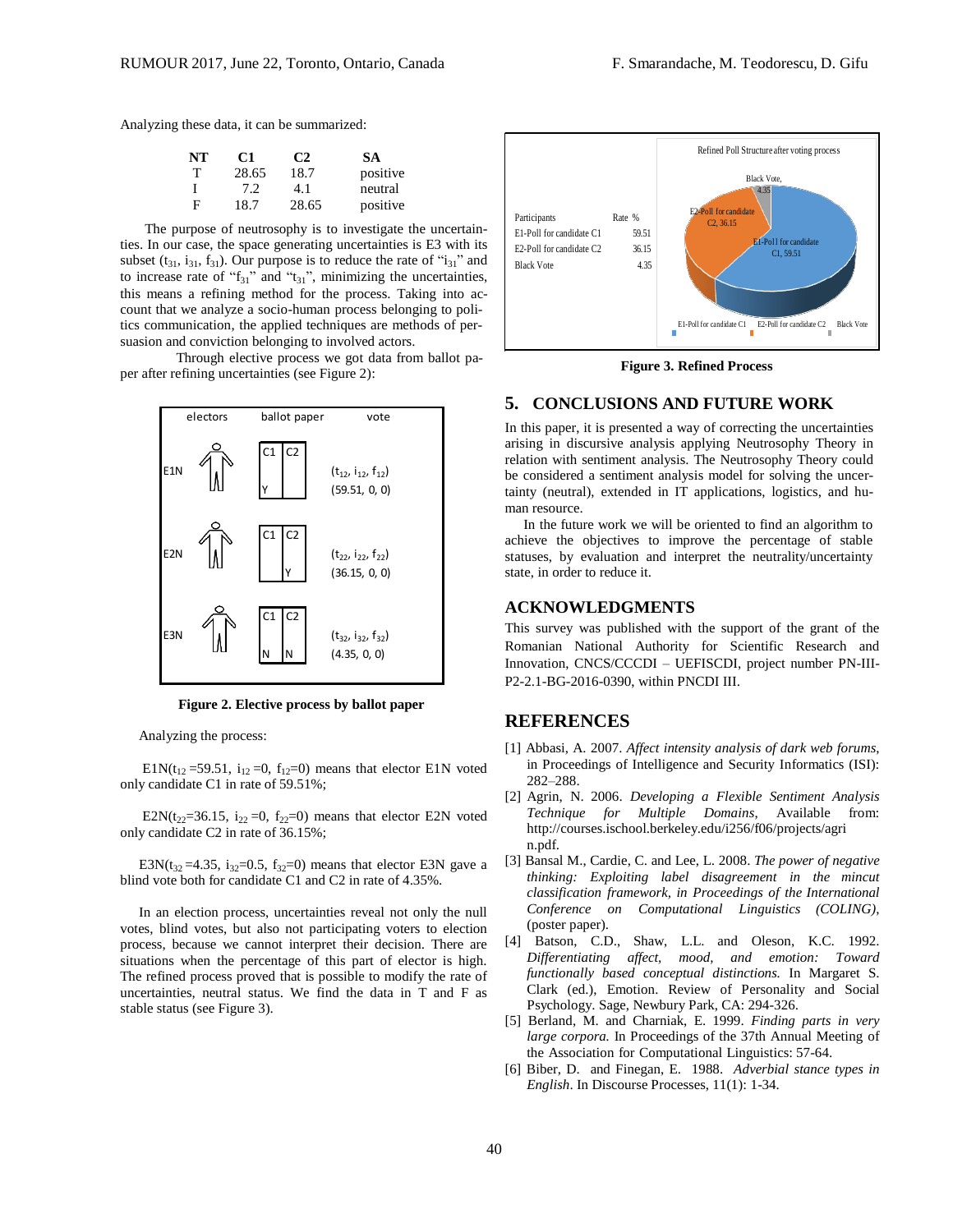Analyzing these data, it can be summarized:

| NT | C1 | C2 | SA |
|---|---|---|---|
| T | 28.65 | 18.7 | positive |
| I | 7.2 | 4.1 | neutral |
| F | 18.7 | 28.65 | positive |

The purpose of neutrosophy is to investigate the uncertainties. In our case, the space generating uncertainties is E3 with its subset ($t_{31}$, $i_{31}$, $f_{31}$). Our purpose is to reduce the rate of "$i_{31}$" and to increase rate of "$f_{31}$" and "$t_{31}$", minimizing the uncertainties, this means a refining method for the process. Taking into account that we analyze a socio-human process belonging to politics communication, the applied techniques are methods of persuasion and conviction belonging to involved actors.

Through elective process we got data from ballot paper after refining uncertainties (see Figure 2):

| | electors | ballot paper | vote |
|---|---|---|---|
| E1N | | C1: Y, C2: – | ($t_{12}$, $i_{12}$, $f_{12}$) (59.51, 0, 0) |
| E2N | | C1: –, C2: Y | ($t_{22}$, $i_{22}$, $f_{22}$) (36.15, 0, 0) |
| E3N | | C1: N, C2: N | ($t_{32}$, $i_{32}$, $f_{32}$) (4.35, 0, 0) |

**Figure 2. Elective process by ballot paper**

Analyzing the process:

E1N($t_{12}$ =59.51, $i_{12}$ =0, $f_{12}$=0) means that elector E1N voted only candidate C1 in rate of 59.51%;

E2N($t_{22}$=36.15, $i_{22}$ =0, $f_{22}$=0) means that elector E2N voted only candidate C2 in rate of 36.15%;

E3N($t_{32}$ =4.35, $i_{32}$=0.5, $f_{32}$=0) means that elector E3N gave a blind vote both for candidate C1 and C2 in rate of 4.35%.

In an election process, uncertainties reveal not only the null votes, blind votes, but also not participating voters to election process, because we cannot interpret their decision. There are situations when the percentage of this part of elector is high. The refined process proved that is possible to modify the rate of uncertainties, neutral status. We find the data in T and F as stable status (see Figure 3).

Refined Poll Structure after voting process

| Participants | Rate % |
|---|---|
| E1-Poll for candidate C1 | 59.51 |
| E2-Poll for candidate C2 | 36.15 |
| Black Vote | 4.35 |

**Figure 3. Refined Process**

## 5. CONCLUSIONS AND FUTURE WORK

In this paper, it is presented a way of correcting the uncertainties arising in discursive analysis applying Neutrosophy Theory in relation with sentiment analysis. The Neutrosophy Theory could be considered a sentiment analysis model for solving the uncertainty (neutral), extended in IT applications, logistics, and human resource.

In the future work we will be oriented to find an algorithm to achieve the objectives to improve the percentage of stable statuses, by evaluation and interpret the neutrality/uncertainty state, in order to reduce it.

## ACKNOWLEDGMENTS

This survey was published with the support of the grant of the Romanian National Authority for Scientific Research and Innovation, CNCS/CCCDI – UEFISCDI, project number PN-III-P2-2.1-BG-2016-0390, within PNCDI III.

## REFERENCES

[1] Abbasi, A. 2007. *Affect intensity analysis of dark web forums*, in Proceedings of Intelligence and Security Informatics (ISI): 282–288.

[2] Agrin, N. 2006. *Developing a Flexible Sentiment Analysis Technique for Multiple Domains*, Available from: http://courses.ischool.berkeley.edu/i256/f06/projects/agrin.pdf.

[3] Bansal M., Cardie, C. and Lee, L. 2008. *The power of negative thinking: Exploiting label disagreement in the mincut classification framework, in Proceedings of the International Conference on Computational Linguistics (COLING)*, (poster paper).

[4] Batson, C.D., Shaw, L.L. and Oleson, K.C. 1992. *Differentiating affect, mood, and emotion: Toward functionally based conceptual distinctions.* In Margaret S. Clark (ed.), Emotion. Review of Personality and Social Psychology. Sage, Newbury Park, CA: 294-326.

[5] Berland, M. and Charniak, E. 1999. *Finding parts in very large corpora.* In Proceedings of the 37th Annual Meeting of the Association for Computational Linguistics: 57-64.

[6] Biber, D. and Finegan, E. 1988. *Adverbial stance types in English*. In Discourse Processes, 11(1): 1-34.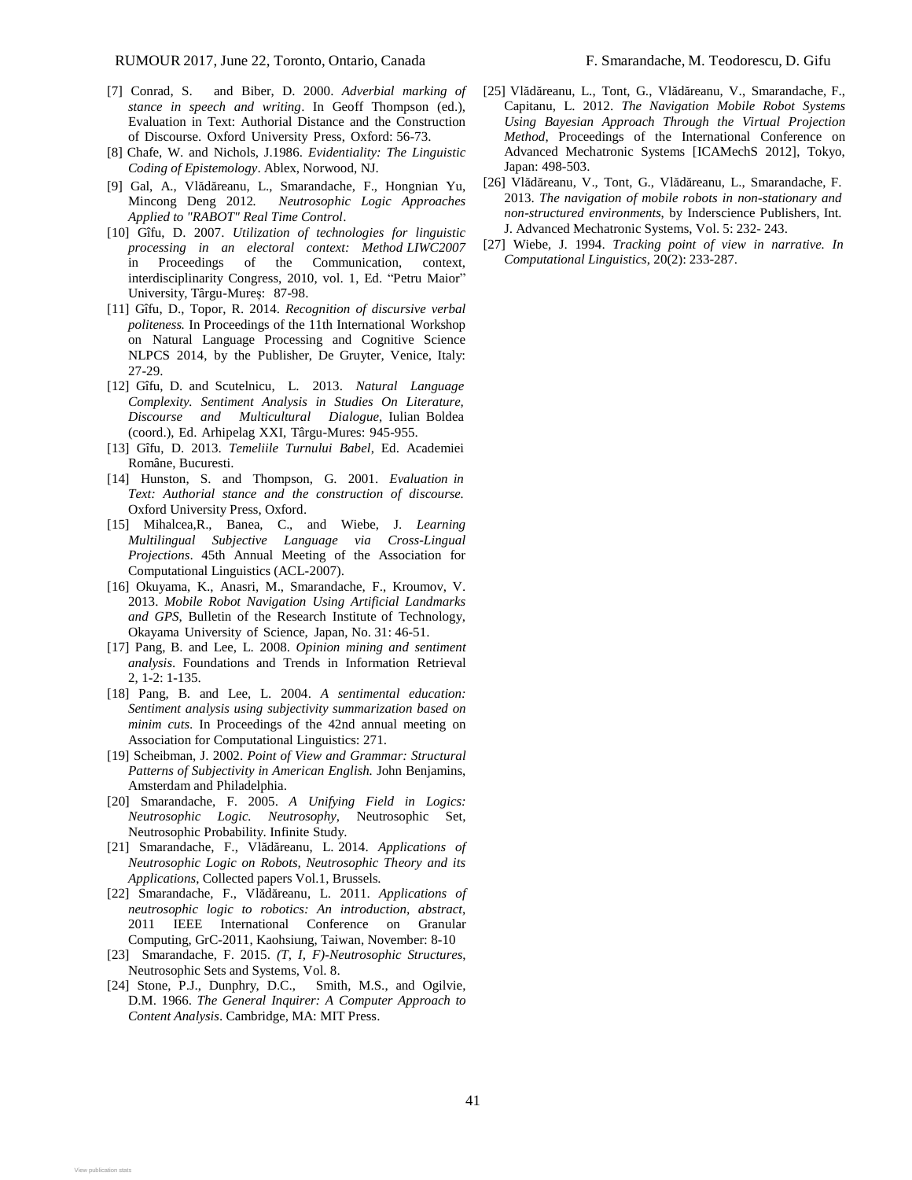[7] Conrad, S. and Biber, D. 2000. *Adverbial marking of stance in speech and writing*. In Geoff Thompson (ed.), Evaluation in Text: Authorial Distance and the Construction of Discourse. Oxford University Press, Oxford: 56-73.

[8] Chafe, W. and Nichols, J.1986. *Evidentiality: The Linguistic Coding of Epistemology*. Ablex, Norwood, NJ.

[9] Gal, A., Vlădăreanu, L., Smarandache, F., Hongnian Yu, Mincong Deng 2012. *Neutrosophic Logic Approaches Applied to "RABOT" Real Time Control*.

[10] Gîfu, D. 2007. *Utilization of technologies for linguistic processing in an electoral context: Method LIWC2007* in Proceedings of the Communication, context, interdisciplinarity Congress, 2010, vol. 1, Ed. "Petru Maior" University, Târgu-Mureș: 87-98.

[11] Gîfu, D., Topor, R. 2014. *Recognition of discursive verbal politeness.* In Proceedings of the 11th International Workshop on Natural Language Processing and Cognitive Science NLPCS 2014, by the Publisher, De Gruyter, Venice, Italy: 27-29.

[12] Gîfu, D. and Scutelnicu, L. 2013. *Natural Language Complexity. Sentiment Analysis in Studies On Literature, Discourse and Multicultural Dialogue*, Iulian Boldea (coord.), Ed. Arhipelag XXI, Târgu-Mures: 945-955.

[13] Gîfu, D. 2013. *Temeliile Turnului Babel*, Ed. Academiei Române, Bucuresti.

[14] Hunston, S. and Thompson, G. 2001. *Evaluation in Text: Authorial stance and the construction of discourse.* Oxford University Press, Oxford.

[15] Mihalcea,R., Banea, C., and Wiebe, J. *Learning Multilingual Subjective Language via Cross-Lingual Projections*. 45th Annual Meeting of the Association for Computational Linguistics (ACL-2007).

[16] Okuyama, K., Anasri, M., Smarandache, F., Kroumov, V. 2013. *Mobile Robot Navigation Using Artificial Landmarks and GPS*, Bulletin of the Research Institute of Technology, Okayama University of Science, Japan, No. 31: 46-51.

[17] Pang, B. and Lee, L. 2008. *Opinion mining and sentiment analysis*. Foundations and Trends in Information Retrieval 2, 1-2: 1-135.

[18] Pang, B. and Lee, L. 2004. *A sentimental education: Sentiment analysis using subjectivity summarization based on minim cuts*. In Proceedings of the 42nd annual meeting on Association for Computational Linguistics: 271.

[19] Scheibman, J. 2002. *Point of View and Grammar: Structural Patterns of Subjectivity in American English.* John Benjamins, Amsterdam and Philadelphia.

[20] Smarandache, F. 2005. *A Unifying Field in Logics: Neutrosophic Logic. Neutrosophy*, Neutrosophic Set, Neutrosophic Probability. Infinite Study.

[21] Smarandache, F., Vlădăreanu, L. 2014. *Applications of Neutrosophic Logic on Robots, Neutrosophic Theory and its Applications*, Collected papers Vol.1, Brussels.

[22] Smarandache, F., Vlădăreanu, L. 2011. *Applications of neutrosophic logic to robotics: An introduction, abstract*, 2011 IEEE International Conference on Granular Computing, GrC-2011, Kaohsiung, Taiwan, November: 8-10

[23] Smarandache, F. 2015. *(T, I, F)-Neutrosophic Structures*, Neutrosophic Sets and Systems, Vol. 8.

[24] Stone, P.J., Dunphry, D.C., Smith, M.S., and Ogilvie, D.M. 1966. *The General Inquirer: A Computer Approach to Content Analysis*. Cambridge, MA: MIT Press.

[25] Vlădăreanu, L., Tont, G., Vlădăreanu, V., Smarandache, F., Capitanu, L. 2012. *The Navigation Mobile Robot Systems Using Bayesian Approach Through the Virtual Projection Method*, Proceedings of the International Conference on Advanced Mechatronic Systems [ICAMechS 2012], Tokyo, Japan: 498-503.

[26] Vlădăreanu, V., Tont, G., Vlădăreanu, L., Smarandache, F. 2013. *The navigation of mobile robots in non-stationary and non-structured environments*, by Inderscience Publishers, Int. J. Advanced Mechatronic Systems, Vol. 5: 232- 243.

[27] Wiebe, J. 1994. *Tracking point of view in narrative. In Computational Linguistics*, 20(2): 233-287.